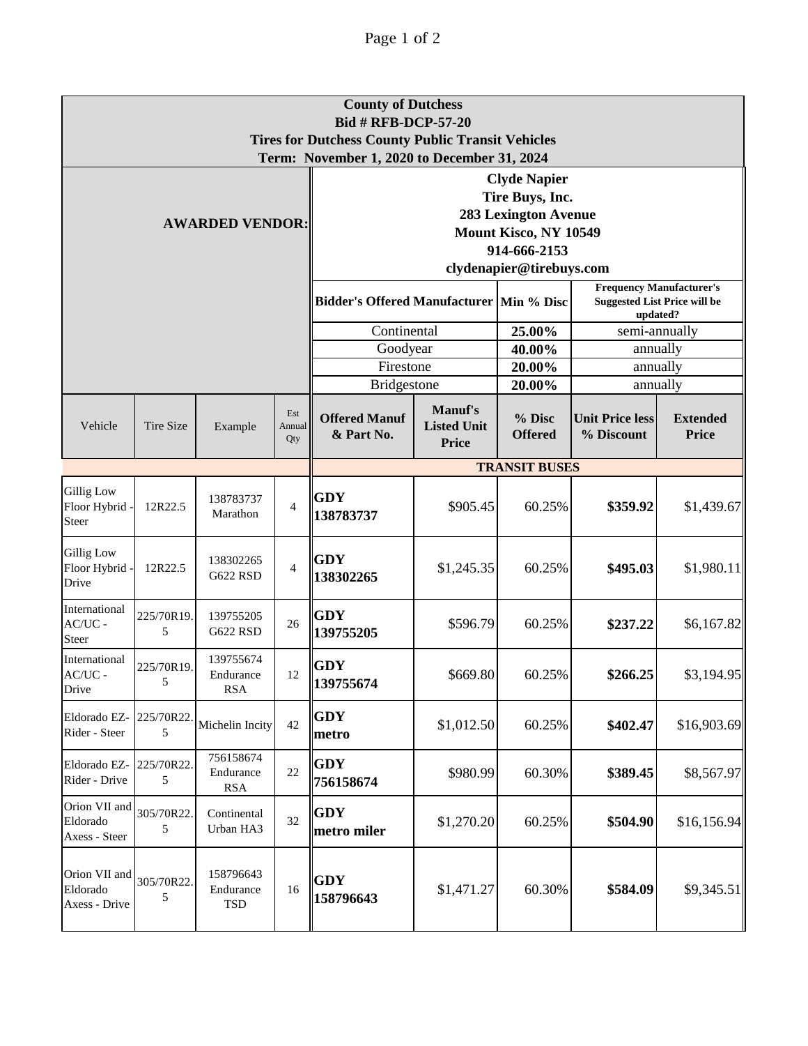# County of Dutchess
## Bid # RFB-DCP-57-20
## Tires for Dutchess County Public Transit Vehicles
## Term: November 1, 2020 to December 31, 2024

**AWARDED VENDOR:**

**Clyde Napier**
**Tire Buys, Inc.**
**283 Lexington Avenue**
**Mount Kisco, NY 10549**
**914-666-2153**
**clydenapier@tirebuys.com**

| Bidder's Offered Manufacturer | Min % Disc | Frequency Manufacturer's Suggested List Price will be updated? |
|---|---|---|
| Continental | 25.00% | semi-annually |
| Goodyear | 40.00% | annually |
| Firestone | 20.00% | annually |
| Bridgestone | 20.00% | annually |

| Vehicle | Tire Size | Example | Est Annual Qty | Offered Manuf & Part No. | Manuf's Listed Unit Price | % Disc Offered | Unit Price less % Discount | Extended Price |
|---|---|---|---|---|---|---|---|---|
| | | | | **TRANSIT BUSES** | | | | |
| Gillig Low Floor Hybrid - Steer | 12R22.5 | 138783737 Marathon | 4 | **GDY 138783737** | $905.45 | 60.25% | **$359.92** | $1,439.67 |
| Gillig Low Floor Hybrid - Drive | 12R22.5 | 138302265 G622 RSD | 4 | **GDY 138302265** | $1,245.35 | 60.25% | **$495.03** | $1,980.11 |
| International AC/UC - Steer | 225/70R19.5 | 139755205 G622 RSD | 26 | **GDY 139755205** | $596.79 | 60.25% | **$237.22** | $6,167.82 |
| International AC/UC - Drive | 225/70R19.5 | 139755674 Endurance RSA | 12 | **GDY 139755674** | $669.80 | 60.25% | **$266.25** | $3,194.95 |
| Eldorado EZ-Rider - Steer | 225/70R22.5 | Michelin Incity | 42 | **GDY metro** | $1,012.50 | 60.25% | **$402.47** | $16,903.69 |
| Eldorado EZ-Rider - Drive | 225/70R22.5 | 756158674 Endurance RSA | 22 | **GDY 756158674** | $980.99 | 60.30% | **$389.45** | $8,567.97 |
| Orion VII and Eldorado Axess - Steer | 305/70R22.5 | Continental Urban HA3 | 32 | **GDY metro miler** | $1,270.20 | 60.25% | **$504.90** | $16,156.94 |
| Orion VII and Eldorado Axess - Drive | 305/70R22.5 | 158796643 Endurance TSD | 16 | **GDY 158796643** | $1,471.27 | 60.30% | **$584.09** | $9,345.51 |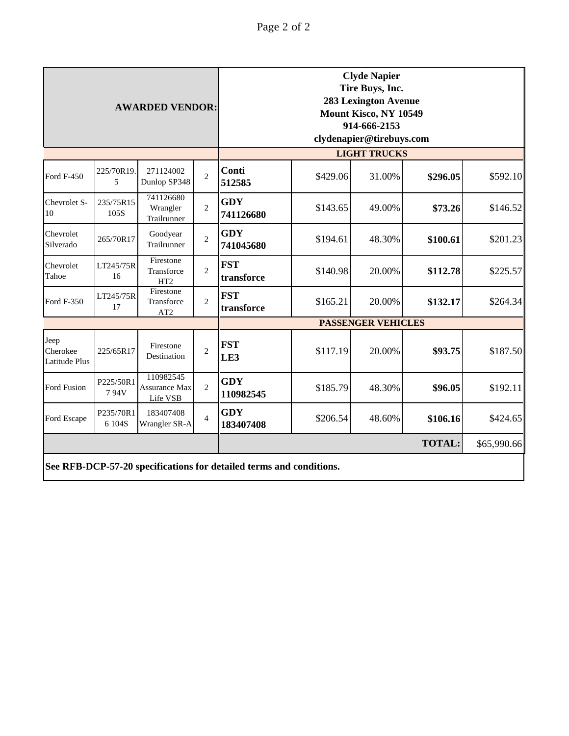| | | | | | | | | |
|---|---|---|---|---|---|---|---|---|
| **AWARDED VENDOR:** | | | | **Clyde Napier**<br>**Tire Buys, Inc.**<br>**283 Lexington Avenue**<br>**Mount Kisco, NY 10549**<br>**914-666-2153**<br>**clydenapier@tirebuys.com** | | | | |
| | | | | **LIGHT TRUCKS** | | | | |
| Ford F-450 | 225/70R19.5 | 271124002 Dunlop SP348 | 2 | **Conti 512585** | $429.06 | 31.00% | **$296.05** | $592.10 |
| Chevrolet S-10 | 235/75R15 105S | 741126680 Wrangler Trailrunner | 2 | **GDY 741126680** | $143.65 | 49.00% | **$73.26** | $146.52 |
| Chevrolet Silverado | 265/70R17 | Goodyear Trailrunner | 2 | **GDY 741045680** | $194.61 | 48.30% | **$100.61** | $201.23 |
| Chevrolet Tahoe | LT245/75R16 | Firestone Transforce HT2 | 2 | **FST transforce** | $140.98 | 20.00% | **$112.78** | $225.57 |
| Ford F-350 | LT245/75R17 | Firestone Transforce AT2 | 2 | **FST transforce** | $165.21 | 20.00% | **$132.17** | $264.34 |
| | | | | **PASSENGER VEHICLES** | | | | |
| Jeep Cherokee Latitude Plus | 225/65R17 | Firestone Destination | 2 | **FST LE3** | $117.19 | 20.00% | **$93.75** | $187.50 |
| Ford Fusion | P225/50R17 94V | 110982545 Assurance Max Life VSB | 2 | **GDY 110982545** | $185.79 | 48.30% | **$96.05** | $192.11 |
| Ford Escape | P235/70R16 104S | 183407408 Wrangler SR-A | 4 | **GDY 183407408** | $206.54 | 48.60% | **$106.16** | $424.65 |
| | | | | | | | **TOTAL:** | $65,990.66 |

**See RFB-DCP-57-20 specifications for detailed terms and conditions.**